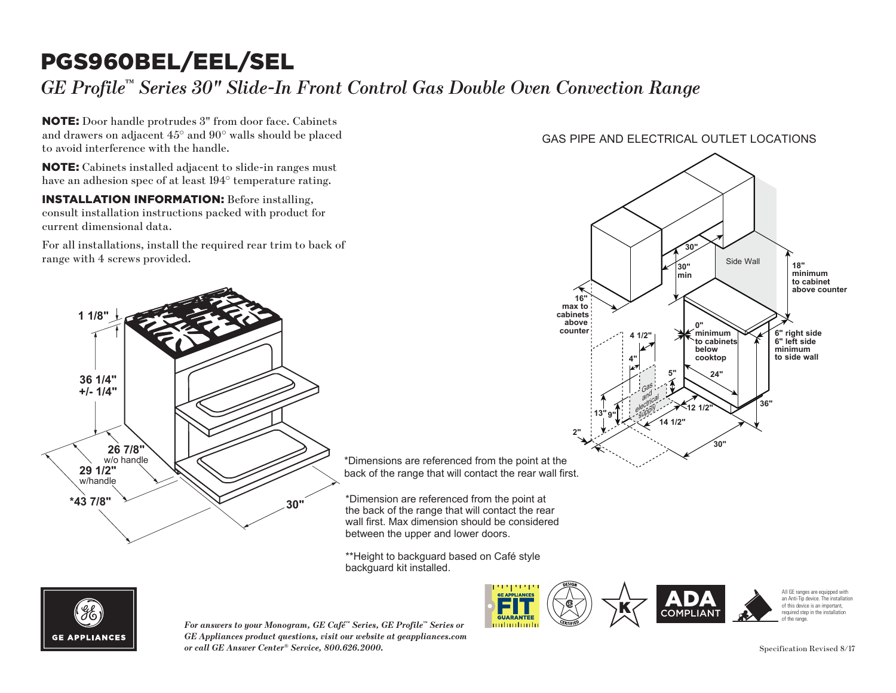# PGS960BEL/EEL/SEL

*GE Profile™ Series 30" Slide-In Front Control Gas Double Oven Convection Range*

**NOTE:** Door handle protrudes 3" from door face. Cabinets and drawers on adjacent 45° and 90° walls should be placed to avoid interference with the handle.

**NOTE:** Cabinets installed adjacent to slide-in ranges must have an adhesion spec of at least 194° temperature rating.

**INSTALLATION INFORMATION:** Before installing, consult installation instructions packed with product for current dimensional data.

For all installations, install the required rear trim to back of range with 4 screws provided.

1 1/8"

36 1/4" +/- 1/4"

26 7/8" w/o handle

29 1/2" w/handle

*43 7/8"

30"

GAS PIPE AND ELECTRICAL OUTLET LOCATIONS

30"

30" min

Side Wall

18" minimum to cabinet above counter

16" max to cabinets above counter

0" minimum to cabinets below cooktop

6" right side
6" left side
minimum to side wall

4 1/2"

4"

5"

24"

Gas and electrical supply

13"

9"

12 1/2"

14 1/2"

36"

2"

30"

*Dimensions are referenced from the point at the back of the range that will contact the rear wall first.

*Dimension are referenced from the point at the back of the range that will contact the rear wall first. Max dimension should be considered between the upper and lower doors.

**Height to backguard based on Café style backguard kit installed.

GE APPLIANCES

*For answers to your Monogram, GE Café™ Series, GE Profile™ Series or GE Appliances product questions, visit our website at geappliances.com or call GE Answer Center® Service, 800.626.2000.*

GE APPLIANCES FIT GUARANTEE

DESIGN CERTIFIED

K

ADA COMPLIANT

All GE ranges are equipped with an Anti-Tip device. The installation of this device is an important, required step in the installation of the range.

Specification Revised 8/17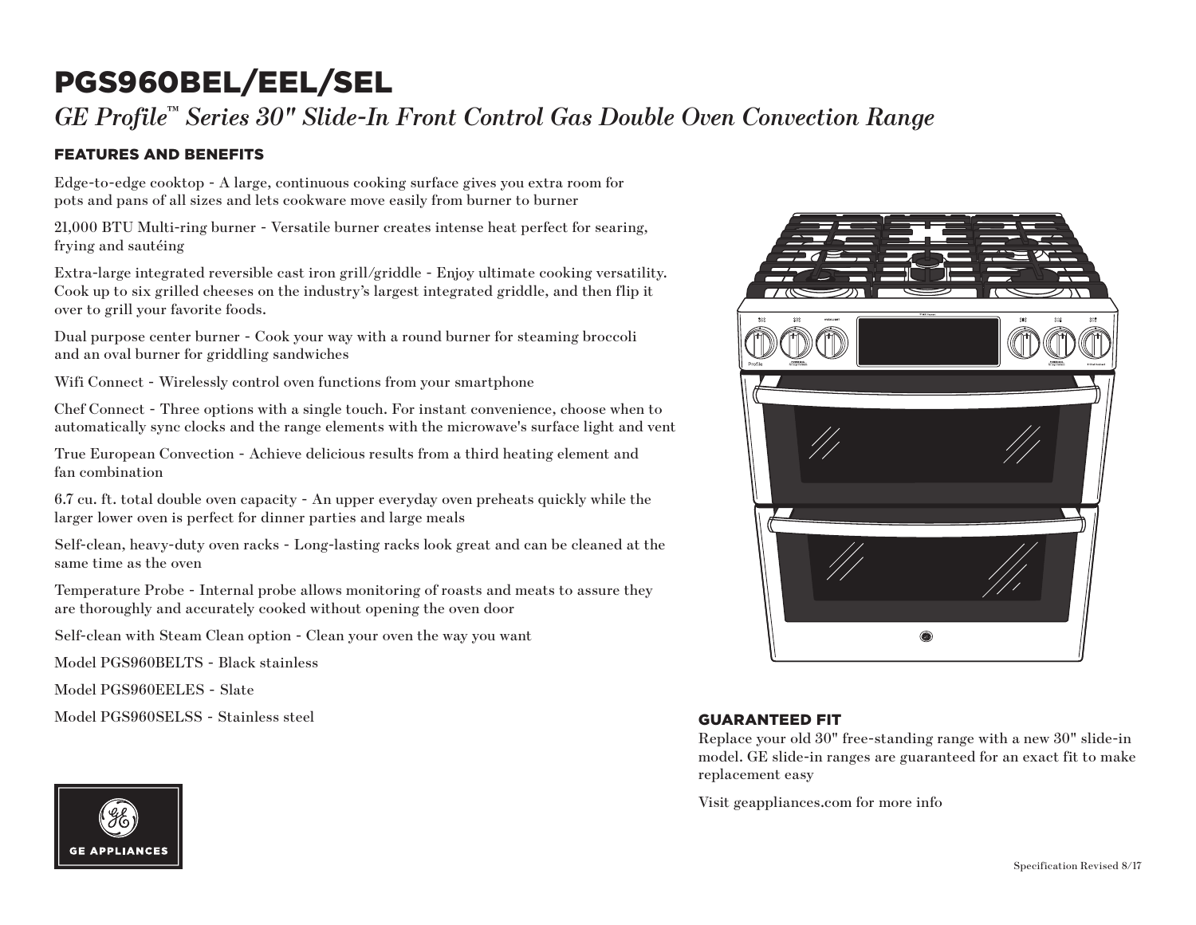# PGS960BEL/EEL/SEL

*GE Profile™ Series 30" Slide-In Front Control Gas Double Oven Convection Range*

## FEATURES AND BENEFITS

Edge-to-edge cooktop - A large, continuous cooking surface gives you extra room for pots and pans of all sizes and lets cookware move easily from burner to burner

21,000 BTU Multi-ring burner - Versatile burner creates intense heat perfect for searing, frying and sautéing

Extra-large integrated reversible cast iron grill/griddle - Enjoy ultimate cooking versatility. Cook up to six grilled cheeses on the industry's largest integrated griddle, and then flip it over to grill your favorite foods.

Dual purpose center burner - Cook your way with a round burner for steaming broccoli and an oval burner for griddling sandwiches

Wifi Connect - Wirelessly control oven functions from your smartphone

Chef Connect - Three options with a single touch. For instant convenience, choose when to automatically sync clocks and the range elements with the microwave's surface light and vent

True European Convection - Achieve delicious results from a third heating element and fan combination

6.7 cu. ft. total double oven capacity - An upper everyday oven preheats quickly while the larger lower oven is perfect for dinner parties and large meals

Self-clean, heavy-duty oven racks - Long-lasting racks look great and can be cleaned at the same time as the oven

Temperature Probe - Internal probe allows monitoring of roasts and meats to assure they are thoroughly and accurately cooked without opening the oven door

Self-clean with Steam Clean option - Clean your oven the way you want

Model PGS960BELTS - Black stainless

Model PGS960EELES - Slate

Model PGS960SELSS - Stainless steel

## GUARANTEED FIT

Replace your old 30" free-standing range with a new 30" slide-in model. GE slide-in ranges are guaranteed for an exact fit to make replacement easy

Visit geappliances.com for more info

GE APPLIANCES

Specification Revised 8/17